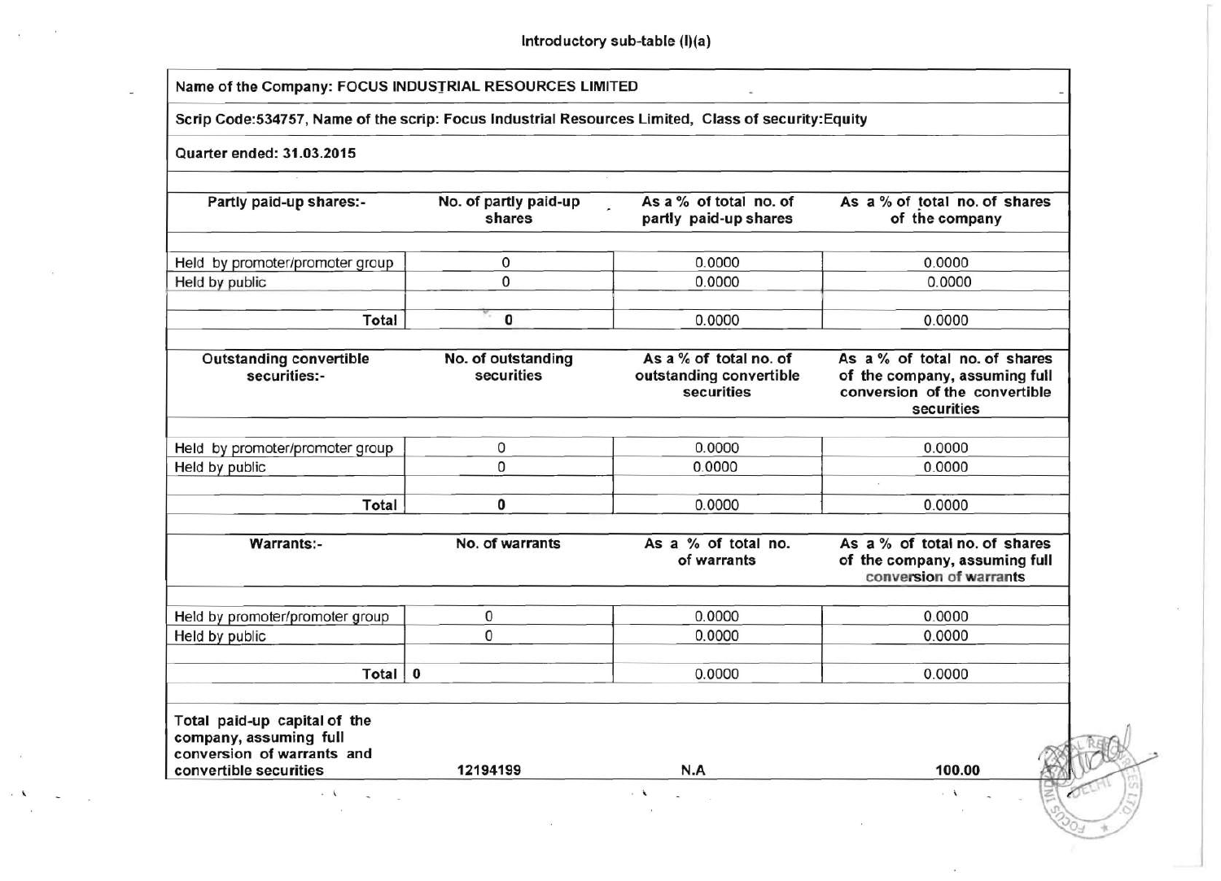Introductory sub-table (I)(a)

Name of the Company: FOCUS INDUSTRIAL RESOURCES LIMITED

Scrip Code:534757, Name of the scrip: Focus Industrial Resources Limited, Class of security:Equity

Quarter ended: 31.03.2015

| Partly paid-up shares:- | No. of partly paid-up shares | As a % of total no. of partly paid-up shares | As a % of total no. of shares of the company |
|---|---|---|---|
| Held by promoter/promoter group | 0 | 0.0000 | 0.0000 |
| Held by public | 0 | 0.0000 | 0.0000 |
| Total | 0 | 0.0000 | 0.0000 |

| Outstanding convertible securities:- | No. of outstanding securities | As a % of total no. of outstanding convertible securities | As a % of total no. of shares of the company, assuming full conversion of the convertible securities |
|---|---|---|---|
| Held by promoter/promoter group | 0 | 0.0000 | 0.0000 |
| Held by public | 0 | 0.0000 | 0.0000 |
| Total | 0 | 0.0000 | 0.0000 |

| Warrants:- | No. of warrants | As a % of total no. of warrants | As a % of total no. of shares of the company, assuming full conversion of warrants |
|---|---|---|---|
| Held by promoter/promoter group | 0 | 0.0000 | 0.0000 |
| Held by public | 0 | 0.0000 | 0.0000 |
| Total | 0 | 0.0000 | 0.0000 |
| Total paid-up capital of the company, assuming full conversion of warrants and convertible securities | 12194199 | N.A | 100.00 |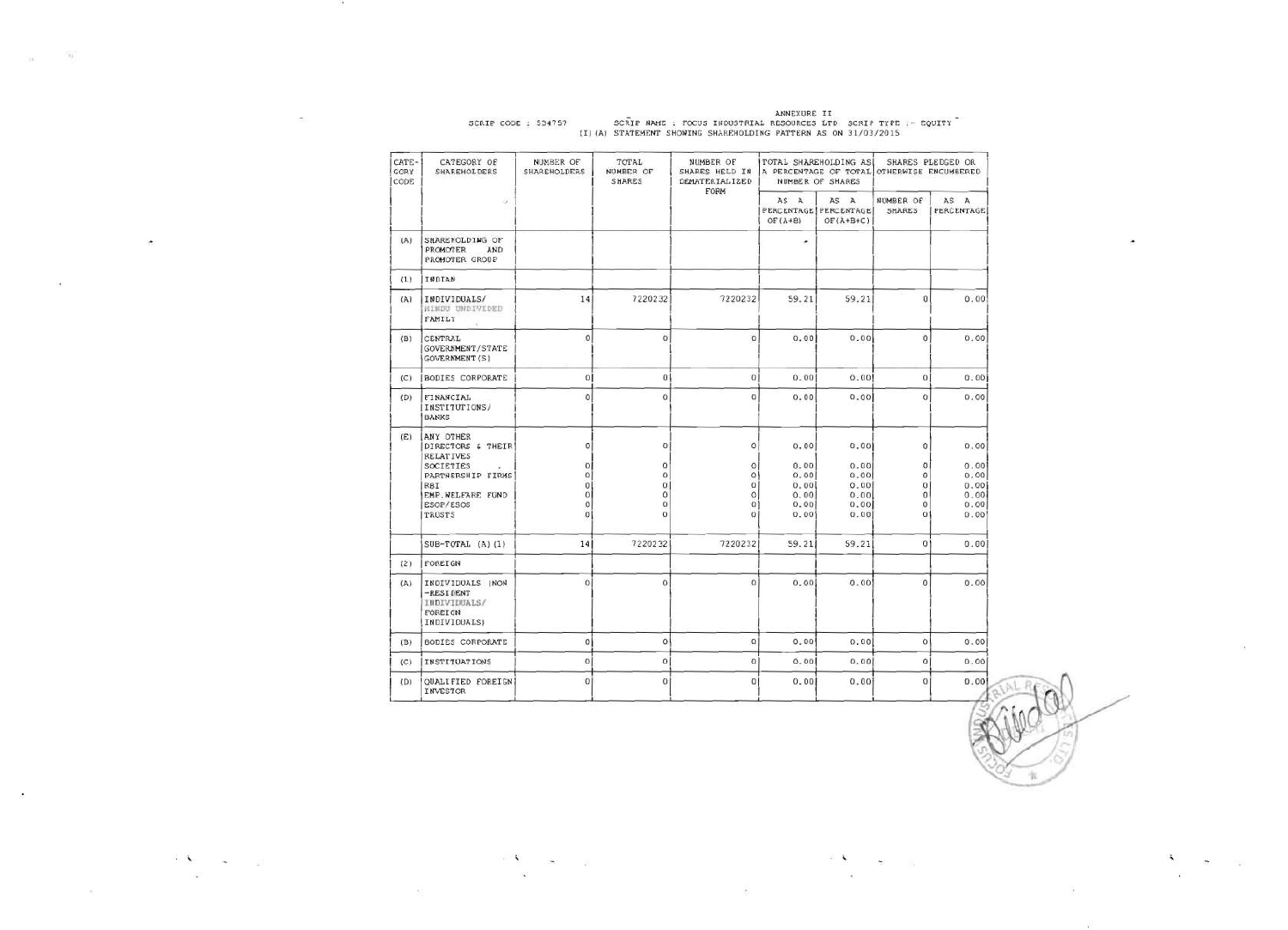ANNEXURE II

SCRIP CODE : 534757 SCRIP NAME : FOCUS INDUSTRIAL RESOURCES LTD SCRIP TYPE :- EQUITY

(I)(A) STATEMENT SHOWING SHAREHOLDING PATTERN AS ON 31/03/2015

| CATE-GORY CODE | CATEGORY OF SHAREHOLDERS | NUMBER OF SHAREHOLDERS | TOTAL NUMBER OF SHARES | NUMBER OF SHARES HELD IN DEMATERIALIZED FORM | TOTAL SHAREHOLDING AS A PERCENTAGE OF TOTAL NUMBER OF SHARES | | SHARES PLEDGED OR OTHERWISE ENCUMBERED | |
|---|---|---|---|---|---|---|---|---|
| | | | | | AS A PERCENTAGE OF(A+B) | AS A PERCENTAGE OF(A+B+C) | NUMBER OF SHARES | AS A PERCENTAGE |
| (A) | SHAREHOLDING OF PROMOTER AND PROMOTER GROUP | | | | | | | |
| (1) | INDIAN | | | | | | | |
| (A) | INDIVIDUALS/ HINDU UNDIVIDED FAMILY | 14 | 7220232 | 7220232 | 59.21 | 59.21 | 0 | 0.00 |
| (B) | CENTRAL GOVERNMENT/STATE GOVERNMENT(S) | 0 | 0 | 0 | 0.00 | 0.00 | 0 | 0.00 |
| (C) | BODIES CORPORATE | 0 | 0 | 0 | 0.00 | 0.00 | 0 | 0.00 |
| (D) | FINANCIAL INSTITUTIONS/ BANKS | 0 | 0 | 0 | 0.00 | 0.00 | 0 | 0.00 |
| (E) | ANY OTHER | | | | | | | |
| | DIRECTORS & THEIR RELATIVES | 0 | 0 | 0 | 0.00 | 0.00 | 0 | 0.00 |
| | SOCIETIES | 0 | 0 | 0 | 0.00 | 0.00 | 0 | 0.00 |
| | PARTNERSHIP FIRMS | 0 | 0 | 0 | 0.00 | 0.00 | 0 | 0.00 |
| | RBI | 0 | 0 | 0 | 0.00 | 0.00 | 0 | 0.00 |
| | EMP.WELFARE FUND | 0 | 0 | 0 | 0.00 | 0.00 | 0 | 0.00 |
| | ESOP/ESOS | 0 | 0 | 0 | 0.00 | 0.00 | 0 | 0.00 |
| | TRUSTS | 0 | 0 | 0 | 0.00 | 0.00 | 0 | 0.00 |
| | SUB-TOTAL (A)(1) | 14 | 7220232 | 7220232 | 59.21 | 59.21 | 0 | 0.00 |
| (2) | FOREIGN | | | | | | | |
| (A) | INDIVIDUALS (NON-RESIDENT INDIVIDUALS/ FOREIGN INDIVIDUALS) | 0 | 0 | 0 | 0.00 | 0.00 | 0 | 0.00 |
| (B) | BODIES CORPORATE | 0 | 0 | 0 | 0.00 | 0.00 | 0 | 0.00 |
| (C) | INSTITUTUATIONS | 0 | 0 | 0 | 0.00 | 0.00 | 0 | 0.00 |
| (D) | QUALIFIED FOREIGN INVESTOR | 0 | 0 | 0 | 0.00 | 0.00 | 0 | 0.00 |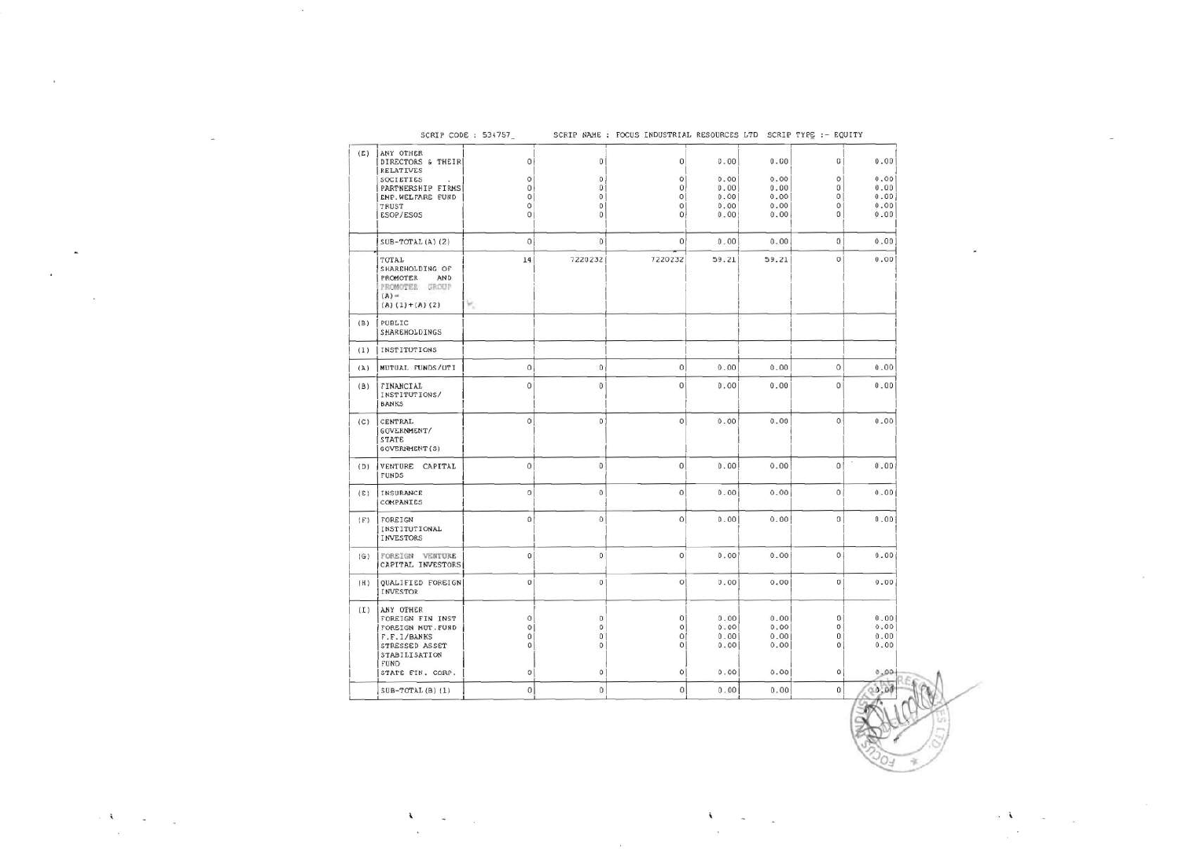SCRIP CODE : 534757 SCRIP NAME : FOCUS INDUSTRIAL RESOURCES LTD SCRIP TYPE :- EQUITY

| | | | | | | | | |
|---|---|---|---|---|---|---|---|---|
| (E) | ANY OTHER | | | | | | | |
| | DIRECTORS & THEIR RELATIVES | 0 | 0 | 0 | 0.00 | 0.00 | 0 | 0.00 |
| | SOCIETIES | 0 | 0 | 0 | 0.00 | 0.00 | 0 | 0.00 |
| | PARTNERSHIP FIRMS | 0 | 0 | 0 | 0.00 | 0.00 | 0 | 0.00 |
| | EMP.WELFARE FUND | 0 | 0 | 0 | 0.00 | 0.00 | 0 | 0.00 |
| | TRUST | 0 | 0 | 0 | 0.00 | 0.00 | 0 | 0.00 |
| | ESOP/ESOS | 0 | 0 | 0 | 0.00 | 0.00 | 0 | 0.00 |
| | SUB-TOTAL (A)(2) | 0 | 0 | 0 | 0.00 | 0.00 | 0 | 0.00 |
| | TOTAL SHAREHOLDING OF PROMOTER AND PROMOTER GROUP (A)= (A)(1)+(A)(2) | 14 | 7220232 | 7220232 | 59.21 | 59.21 | 0 | 0.00 |
| (B) | PUBLIC SHAREHOLDINGS | | | | | | | |
| (1) | INSTITUTIONS | | | | | | | |
| (A) | MUTUAL FUNDS/UTI | 0 | 0 | 0 | 0.00 | 0.00 | 0 | 0.00 |
| (B) | FINANCIAL INSTITUTIONS/ BANKS | 0 | 0 | 0 | 0.00 | 0.00 | 0 | 0.00 |
| (C) | CENTRAL GOVERNMENT/ STATE GOVERNMENT(S) | 0 | 0 | 0 | 0.00 | 0.00 | 0 | 0.00 |
| (D) | VENTURE CAPITAL FUNDS | 0 | 0 | 0 | 0.00 | 0.00 | 0 | 0.00 |
| (E) | INSURANCE COMPANIES | 0 | 0 | 0 | 0.00 | 0.00 | 0 | 0.00 |
| (F) | FOREIGN INSTITUTIONAL INVESTORS | 0 | 0 | 0 | 0.00 | 0.00 | 0 | 0.00 |
| (G) | FOREIGN VENTURE CAPITAL INVESTORS | 0 | 0 | 0 | 0.00 | 0.00 | 0 | 0.00 |
| (H) | QUALIFIED FOREIGN INVESTOR | 0 | 0 | 0 | 0.00 | 0.00 | 0 | 0.00 |
| (I) | ANY OTHER | | | | | | | |
| | FOREIGN FIN INST | 0 | 0 | 0 | 0.00 | 0.00 | 0 | 0.00 |
| | FOREIGN MUT.FUND | 0 | 0 | 0 | 0.00 | 0.00 | 0 | 0.00 |
| | F.F.I/BANKS | 0 | 0 | 0 | 0.00 | 0.00 | 0 | 0.00 |
| | STRESSED ASSET STABILISATION FUND | 0 | 0 | 0 | 0.00 | 0.00 | 0 | 0.00 |
| | STATE FIN. CORP. | 0 | 0 | 0 | 0.00 | 0.00 | 0 | 0.00 |
| | SUB-TOTAL (B)(1) | 0 | 0 | 0 | 0.00 | 0.00 | 0 | 0.00 |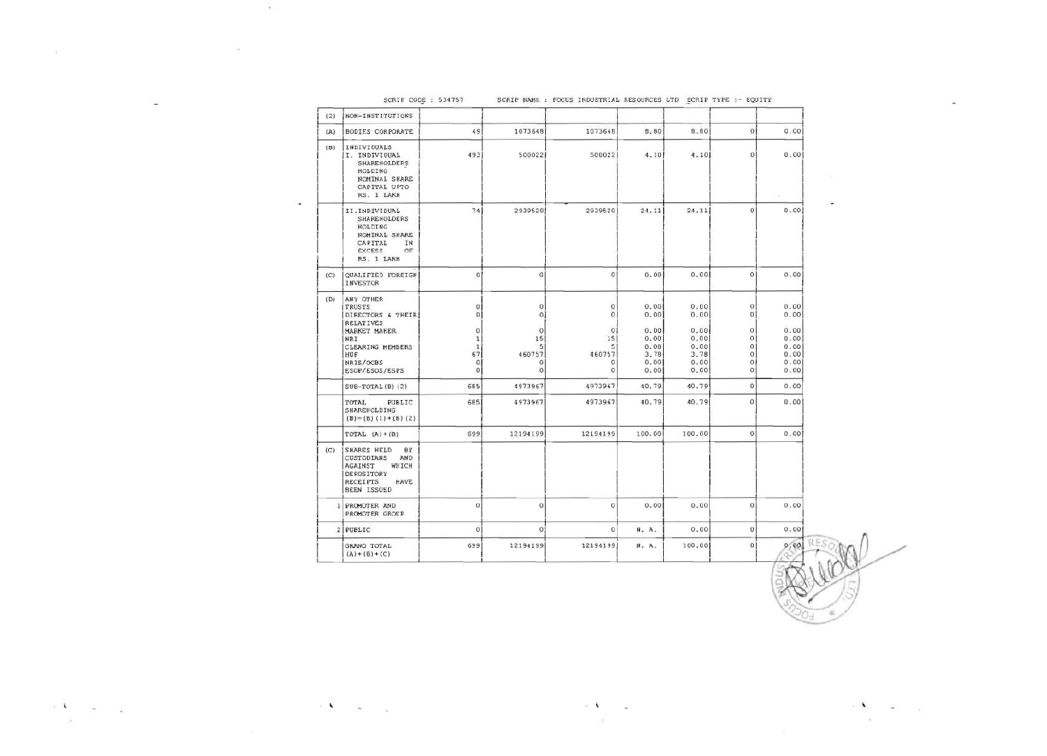SCRIP CODE : 534757 SCRIP NAME : FOCUS INDUSTRIAL RESOURCES LTD SCRIP TYPE :- EQUITY

| | | | | | | | | |
|---|---|---|---|---|---|---|---|---|
| (2) | NON-INSTITUTIONS | | | | | | | |
| (A) | BODIES CORPORATE | 49 | 1073648 | 1073648 | 8.80 | 8.80 | 0 | 0.00 |
| (B) | INDIVIDUALS<br>I. INDIVIDUAL SHAREHOLDERS HOLDING NOMINAL SHARE CAPITAL UPTO RS. 1 LAKH | 493 | 500022 | 500022 | 4.10 | 4.10 | 0 | 0.00 |
| | II. INDIVIDUAL SHAREHOLDERS HOLDING NOMINAL SHARE CAPITAL IN EXCESS OF RS. 1 LAKH | 74 | 2939520 | 2939520 | 24.11 | 24.11 | 0 | 0.00 |
| (C) | QUALIFIED FOREIGN INVESTOR | 0 | 0 | 0 | 0.00 | 0.00 | 0 | 0.00 |
| (D) | ANY OTHER | | | | | | | |
| | TRUSTS | 0 | 0 | 0 | 0.00 | 0.00 | 0 | 0.00 |
| | DIRECTORS & THEIR RELATIVES | 0 | 0 | 0 | 0.00 | 0.00 | 0 | 0.00 |
| | MARKET MAKER | 0 | 0 | 0 | 0.00 | 0.00 | 0 | 0.00 |
| | NRI | 1 | 15 | 15 | 0.00 | 0.00 | 0 | 0.00 |
| | CLEARING MEMBERS | 1 | 5 | 5 | 0.00 | 0.00 | 0 | 0.00 |
| | HUF | 67 | 460757 | 460757 | 3.78 | 3.78 | 0 | 0.00 |
| | NRIS/OCBS | 0 | 0 | 0 | 0.00 | 0.00 | 0 | 0.00 |
| | ESOP/ESOS/ESPS | 0 | 0 | 0 | 0.00 | 0.00 | 0 | 0.00 |
| | SUB-TOTAL (B) (2) | 685 | 4973967 | 4973967 | 40.79 | 40.79 | 0 | 0.00 |
| | TOTAL PUBLIC SHAREHOLDING (B)=(B)(1)+(B)(2) | 685 | 4973967 | 4973967 | 40.79 | 40.79 | 0 | 0.00 |
| | TOTAL (A)+(B) | 699 | 12194199 | 12194199 | 100.00 | 100.00 | 0 | 0.00 |
| (C) | SHARES HELD BY CUSTODIANS AND AGAINST WHICH DEPOSITORY RECEIPTS HAVE BEEN ISSUED | | | | | | | |
| 1 | PROMOTER AND PROMOTER GROUP | 0 | 0 | 0 | 0.00 | 0.00 | 0 | 0.00 |
| 2 | PUBLIC | 0 | 0 | 0 | N. A. | 0.00 | 0 | 0.00 |
| | GRAND TOTAL (A)+(B)+(C) | 699 | 12194199 | 12194199 | N. A. | 100.00 | 0 | 0.00 |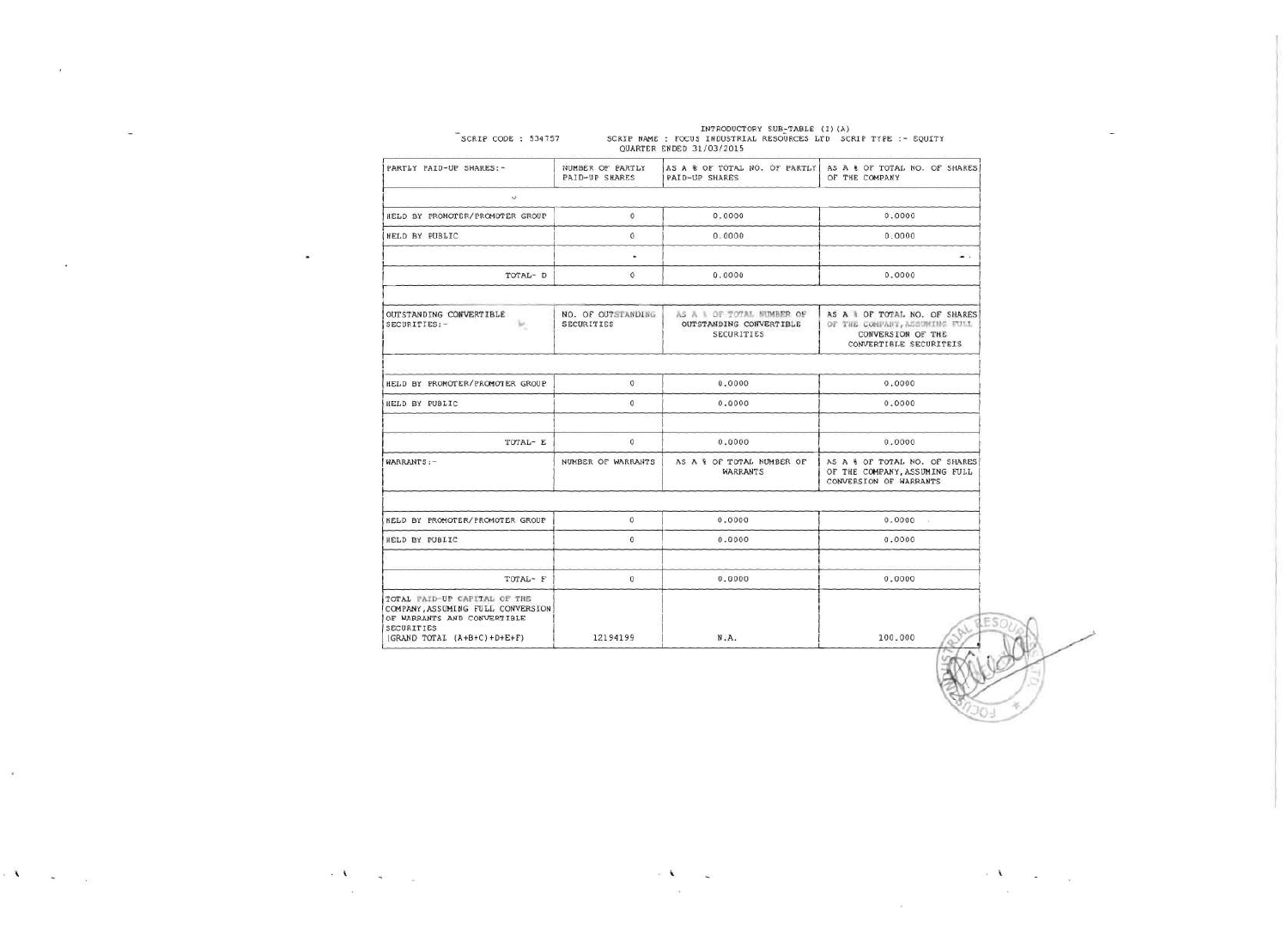INTRODUCTORY SUB-TABLE (I)(A)

SCRIP CODE : 534757 SCRIP NAME : FOCUS INDUSTRIAL RESOURCES LTD SCRIP TYPE :- EQUITY

QUARTER ENDED 31/03/2015

| PARTLY PAID-UP SHARES:- | NUMBER OF PARTLY PAID-UP SHARES | AS A % OF TOTAL NO. OF PARTLY PAID-UP SHARES | AS A % OF TOTAL NO. OF SHARES OF THE COMPANY |
|---|---|---|---|
| | | | |
| HELD BY PROMOTER/PROMOTER GROUP | 0 | 0.0000 | 0.0000 |
| HELD BY PUBLIC | 0 | 0.0000 | 0.0000 |
| | | | |
| TOTAL- D | 0 | 0.0000 | 0.0000 |
| | | | |
| OUTSTANDING CONVERTIBLE SECURITIES:- | NO. OF OUTSTANDING SECURITIES | AS A % OF TOTAL NUMBER OF OUTSTANDING CONVERTIBLE SECURITIES | AS A % OF TOTAL NO. OF SHARES OF THE COMPANY, ASSUMING FULL CONVERSION OF THE CONVERTIBLE SECURITEIS |
| | | | |
| HELD BY PROMOTER/PROMOTER GROUP | 0 | 0.0000 | 0.0000 |
| HELD BY PUBLIC | 0 | 0.0000 | 0.0000 |
| | | | |
| TOTAL- E | 0 | 0.0000 | 0.0000 |
| WARRANTS:- | NUMBER OF WARRANTS | AS A % OF TOTAL NUMBER OF WARRANTS | AS A % OF TOTAL NO. OF SHARES OF THE COMPANY, ASSUMING FULL CONVERSION OF WARRANTS |
| | | | |
| HELD BY PROMOTER/PROMOTER GROUP | 0 | 0.0000 | 0.0000 |
| HELD BY PUBLIC | 0 | 0.0000 | 0.0000 |
| | | | |
| TOTAL- F | 0 | 0.0000 | 0.0000 |
| TOTAL PAID-UP CAPITAL OF THE COMPANY, ASSUMING FULL CONVERSION OF WARRANTS AND CONVERTIBLE SECURITIES (GRAND TOTAL (A+B+C)+D+E+F) | 12194199 | N.A. | 100.000 |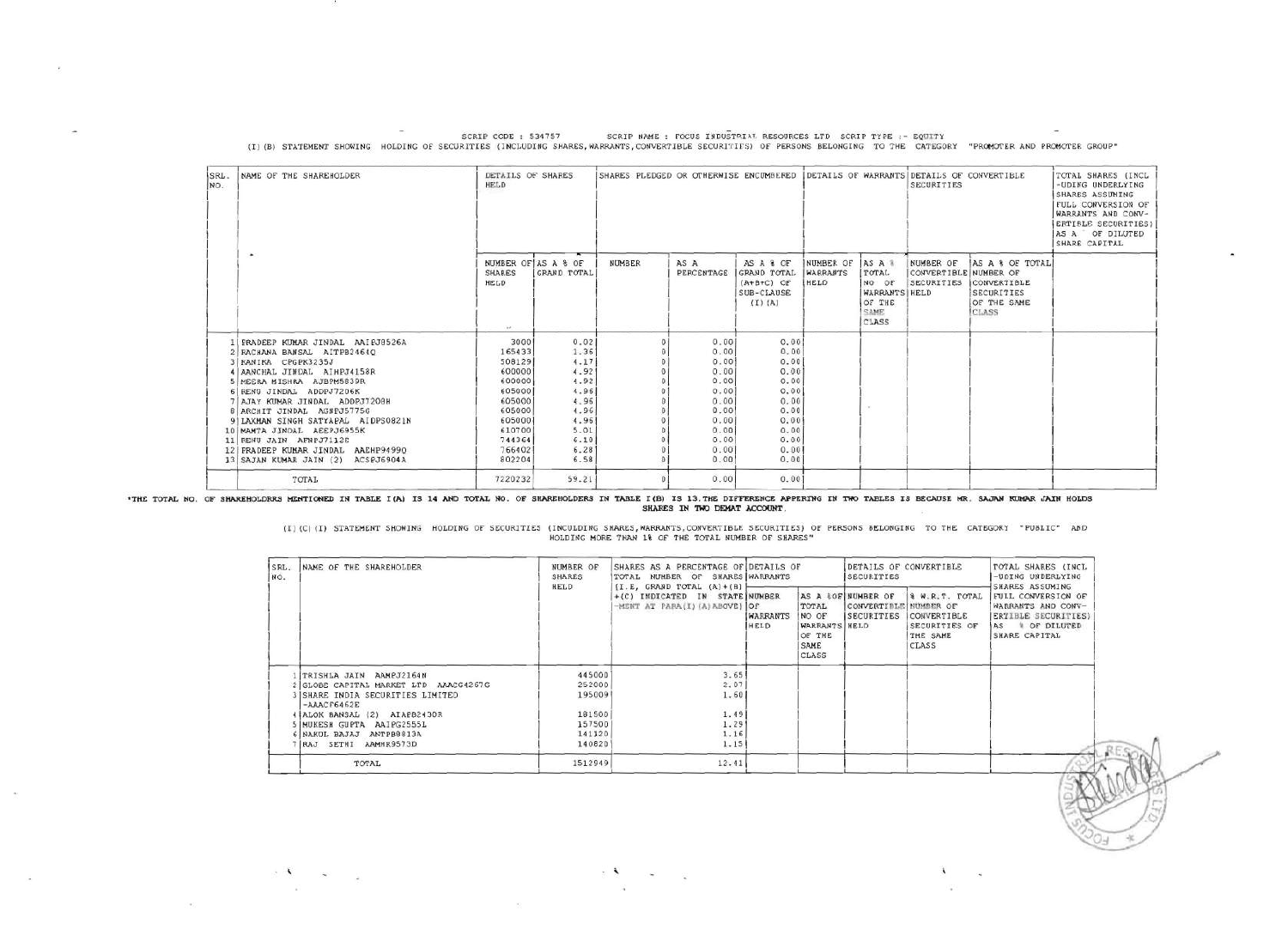SCRIP CODE : 534757 SCRIP NAME : FOCUS INDUSTRIAL RESOURCES LTD SCRIP TYPE :- EQUITY

(I)(B) STATEMENT SHOWING HOLDING OF SECURITIES (INCLUDING SHARES,WARRANTS,CONVERTIBLE SECURITIES) OF PERSONS BELONGING TO THE CATEGORY "PROMOTER AND PROMOTER GROUP"

| SRL. NO. | NAME OF THE SHAREHOLDER | DETAILS OF SHARES HELD | | SHARES PLEDGED OR OTHERWISE ENCUMBERED | | | DETAILS OF WARRANTS | | DETAILS OF CONVERTIBLE SECURITIES | | TOTAL SHARES (INCL -UDING UNDERLYING SHARES ASSUMING FULL CONVERSION OF WARRANTS AND CONV-ERTIBLE SECURITIES) AS A % OF DILUTED SHARE CAPITAL |
|---|---|---|---|---|---|---|---|---|---|---|---|
| | | NUMBER OF SHARES HELD | AS A % OF GRAND TOTAL | NUMBER | AS A PERCENTAGE | AS A % OF GRAND TOTAL (A+B+C) OF SUB-CLAUSE (I)(A) | NUMBER OF WARRANTS HELD | AS A % TOTAL NO OF WARRANTS OF THE SAME CLASS | NUMBER OF CONVERTIBLE SECURITIES HELD | AS A % OF TOTAL NUMBER OF CONVERTIBLE SECURITIES OF THE SAME CLASS | |
| 1 | PRADEEP KUMAR JINDAL AAIEJ8526A | 3000 | 0.02 | 0 | 0.00 | 0.00 | | | | | |
| 2 | RACHANA BANSAL AITPB2464Q | 165433 | 1.36 | 0 | 0.00 | 0.00 | | | | | |
| 3 | KANIKA CPGPK3235J | 508129 | 4.17 | 0 | 0.00 | 0.00 | | | | | |
| 4 | AANCHAL JINDAL AIHPJ4158R | 600000 | 4.92 | 0 | 0.00 | 0.00 | | | | | |
| 5 | MEERA MISHRA AJBPM5839R | 600000 | 4.92 | 0 | 0.00 | 0.00 | | | | | |
| 6 | RENU JINDAL ADDPJ7206K | 605000 | 4.96 | 0 | 0.00 | 0.00 | | | | | |
| 7 | AJAY KUMAR JINDAL ADDPJ7208H | 605000 | 4.96 | 0 | 0.00 | 0.00 | | | | | |
| 8 | ARCHIT JINDAL AGHPJ5775G | 605000 | 4.96 | 0 | 0.00 | 0.00 | | | | | |
| 9 | LAXMAN SINGH SATYAPAL AIDPS0821N | 605000 | 4.96 | 0 | 0.00 | 0.00 | | | | | |
| 10 | MAMTA JINDAL AEEPJ6955K | 610700 | 5.01 | 0 | 0.00 | 0.00 | | | | | |
| 11 | RENU JAIN AFNPJ7112E | 744364 | 6.10 | 0 | 0.00 | 0.00 | | | | | |
| 12 | PRADEEP KUMAR JINDAL AAEHP9499Q | 766402 | 6.28 | 0 | 0.00 | 0.00 | | | | | |
| 13 | SAJAN KUMAR JAIN (2) ACSPJ6904A | 802204 | 6.58 | 0 | 0.00 | 0.00 | | | | | |
| | TOTAL | 7220232 | 59.21 | 0 | 0.00 | 0.00 | | | | | |

**\*THE TOTAL NO. OF SHAREHOLDRRS MENTIONED IN TABLE I(A) IS 14 AND TOTAL NO. OF SHAREHOLDERS IN TABLE I(B) IS 13.THE DIFFERENCE APPERING IN TWO TABLES IS BECAUSE MR. SAJAN KUMAR JAIN HOLDS SHARES IN TWO DEMAT ACCOUNT.**

(I)(C)(I) STATEMENT SHOWING HOLDING OF SECURITIES (INCULDING SHARES,WARRANTS,CONVERTIBLE SECURITIES) OF PERSONS BELONGING TO THE CATEGORY "PUBLIC" AND HOLDING MORE THAN 1% OF THE TOTAL NUMBER OF SHARES"

| SRL. NO. | NAME OF THE SHAREHOLDER | NUMBER OF SHARES HELD | SHARES AS A PERCENTAGE OF TOTAL NUMBER OF SHARES (I.E, GRAND TOTAL (A)+(B)+(C) INDICATED IN STATE-MENT AT PARA(I)(A)ABOVE) | DETAILS OF WARRANTS | | DETAILS OF CONVERTIBLE SECURITIES | | TOTAL SHARES (INCL -UDING UNDERLYING SHARES ASSUMING FULL CONVERSION OF WARRANTS AND CONV-ERTIBLE SECURITIES) AS % OF DILUTED SHARE CAPITAL |
|---|---|---|---|---|---|---|---|---|
| | | | | NUMBER OF WARRANTS HELD | AS A %OF TOTAL NO OF WARRANTS OF THE SAME CLASS | NUMBER OF CONVERTIBLE SECURITIES HELD | % W.R.T. TOTAL NUMBER OF CONVERTIBLE SECURITIES OF THE SAME CLASS | |
| 1 | TRISHLA JAIN AAMPJ2164N | 445000 | 3.65 | | | | | |
| 2 | GLOBE CAPITAL MARKET LTD AAACG4267G | 252000 | 2.07 | | | | | |
| 3 | SHARE INDIA SECURITIES LIMITED -AAACF6462E | 195009 | 1.60 | | | | | |
| 4 | ALOK BANSAL (2) AIAPB2430R | 181500 | 1.49 | | | | | |
| 5 | MUKESH GUPTA AAIPG2555L | 157500 | 1.29 | | | | | |
| 6 | NAKUL BAJAJ ANTPB8813A | 141120 | 1.16 | | | | | |
| 7 | RAJ SETHI AAMHR9573D | 140820 | 1.15 | | | | | |
| | TOTAL | 1512949 | 12.41 | | | | | |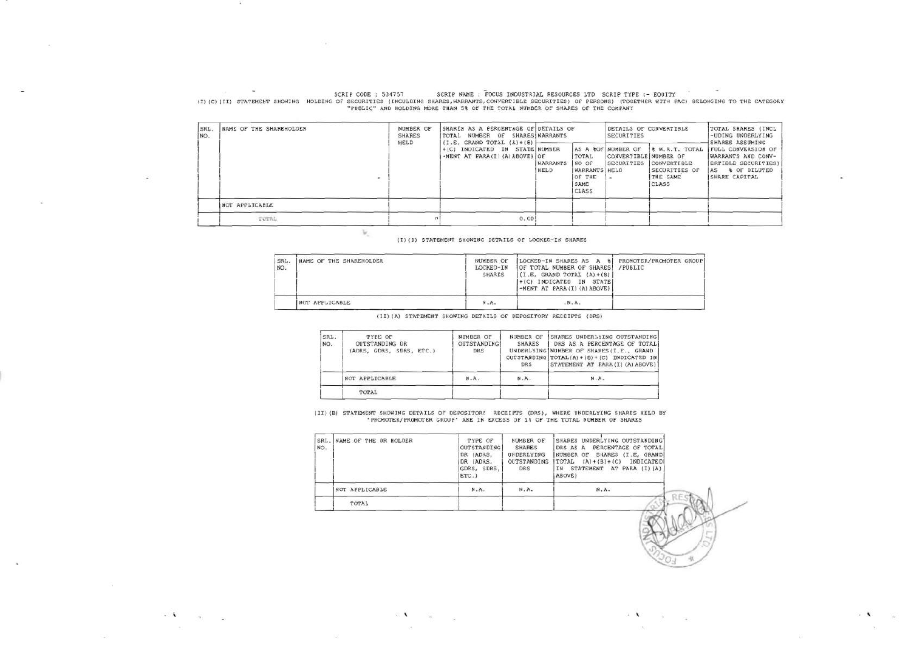SCRIP CODE : 534757 SCRIP NAME : FOCUS INDUSTRIAL RESOURCES LTD SCRIP TYPE :- EQUITY

(I)(C)(II) STATEMENT SHOWING HOLDING OF SECURITIES (INCLUDING SHARES,WARRANTS,CONVERTIBLE SECURITIES) OF PERSONS) (TOGETHER WITH PAC) BELONGING TO THE CATEGORY "PUBLIC" AND HOLDING MORE THAN 5% OF THE TOTAL NUMBER OF SHARES OF THE COMPANY

| SRL. NO. | NAME OF THE SHAREHOLDER | NUMBER OF SHARES HELD | SHARES AS A PERCENTAGE OF TOTAL NUMBER OF SHARES (I.E, GRAND TOTAL (A)+(B)+(C) INDICATED IN STATE-MENT AT PARA(I)(A)ABOVE) | DETAILS OF WARRANTS | | DETAILS OF CONVERTIBLE SECURITIES | | TOTAL SHARES (INCL-UDING UNDERLYING SHARES ASSUMING FULL CONVERSION OF WARRANTS AND CONV-ERTIBLE SECURITIES) AS % OF DILUTED SHARE CAPITAL |
|---|---|---|---|---|---|---|---|---|
| | | | | NUMBER OF WARRANTS HELD | AS A %OF TOTAL NO OF WARRANTS OF THE SAME CLASS | NUMBER OF CONVERTIBLE SECURITIES HELD | % W.R.T. TOTAL NUMBER OF CONVERTIBLE SECURITIES OF THE SAME CLASS | |
| | NOT APPLICABLE | | | | | | | |
| | TOTAL | 0 | 0.00 | | | | | |

(I)(D) STATEMENT SHOWING DETAILS OF LOCKED-IN SHARES

| SRL. NO. | NAME OF THE SHAREHOLDER | NUMBER OF LOCKED-IN SHARES | LOCKED-IN SHARES AS A % OF TOTAL NUMBER OF SHARES (I.E, GRAND TOTAL (A)+(B)+(C) INDICATED IN STATE-MENT AT PARA(I)(A)ABOVE) | PROMOTER/PROMOTER GROUP /PUBLIC |
|---|---|---|---|---|
| | NOT APPLICABLE | N.A. | N.A. | |

(II)(A) STATEMENT SHOWING DETAILS OF DEPOSITORY RECEIPTS (DRS)

| SRL. NO. | TYPE OF OUTSTANDING DR (ADRS, GDRS, SDRS, ETC.) | NUMBER OF OUTSTANDING DRS | NUMBER OF SHARES UNDERLYING OUTSTANDING DRS | SHARES UNDERLYING OUTSTANDING DRS AS A PERCENTAGE OF TOTAL NUMBER OF SHARES(I.E., GRAND TOTAL(A)+(B)+(C) INDICATED IN STATEMENT AT PARA(I)(A)ABOVE) |
|---|---|---|---|---|
| | NOT APPLICABLE | N.A. | N.A. | N.A. |
| | TOTAL | | | |

(II)(B) STATEMENT SHOWING DETAILS OF DEPOSITORY RECEIPTS (DRS), WHERE UNDERLYING SHARES HELD BY 'PROMOTER/PROMOTER GROUP' ARE IN EXCESS OF 1% OF THE TOTAL NUMBER OF SHARES

| SRL. NO. | NAME OF THE DR HOLDER | TYPE OF OUTSTANDING DR (ADRS, DR (ADRS, GDRS, SDRS, ETC.) | NUMBER OF SHARES UNDERLYING OUTSTANDING DRS | SHARES UNDERLYING OUTSTANDING DRS AS A PERCENTAGE OF TOTAL NUMBER OF SHARES (I.E, GRAND TOTAL (A)+(B)+(C) INDICATED IN STATEMENT AT PARA (I)(A) ABOVE) |
|---|---|---|---|---|
| | NOT APPLICABLE | N.A. | N.A. | N.A. |
| | TOTAL | | | |